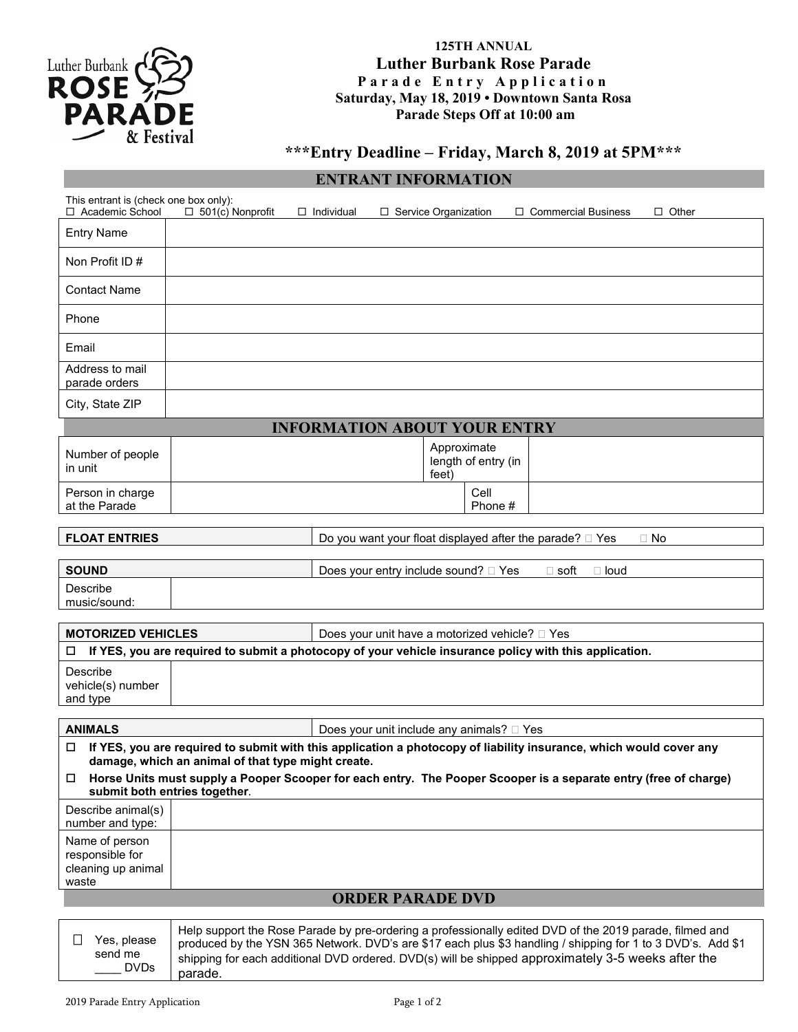**125TH ANNUAL**

# Luther Burbank Rose Parade

**Parade Entry Application**

**Saturday, May 18, 2019 • Downtown Santa Rosa**

**Parade Steps Off at 10:00 am**

## ***Entry Deadline – Friday, March 8, 2019 at 5PM***

## ENTRANT INFORMATION

This entrant is (check one box only):
☐ Academic School ☐ 501(c) Nonprofit ☐ Individual ☐ Service Organization ☐ Commercial Business ☐ Other

| | |
|---|---|
| Entry Name | |
| Non Profit ID # | |
| Contact Name | |
| Phone | |
| Email | |
| Address to mail parade orders | |
| City, State ZIP | |

## INFORMATION ABOUT YOUR ENTRY

| | | | |
|---|---|---|---|
| Number of people in unit | | Approximate length of entry (in feet) | |
| Person in charge at the Parade | | Cell Phone # | |

| | |
|---|---|
| **FLOAT ENTRIES** | Do you want your float displayed after the parade? ☐ Yes ☐ No |

| | |
|---|---|
| **SOUND** | Does your entry include sound? ☐ Yes ☐ soft ☐ loud |
| Describe music/sound: | |

| | |
|---|---|
| **MOTORIZED VEHICLES** | Does your unit have a motorized vehicle? ☐ Yes |
| ☐ **If YES, you are required to submit a photocopy of your vehicle insurance policy with this application.** | |
| Describe vehicle(s) number and type | |

| | |
|---|---|
| **ANIMALS** | Does your unit include any animals? ☐ Yes |
| ☐ **If YES, you are required to submit with this application a photocopy of liability insurance, which would cover any damage, which an animal of that type might create.** | |
| ☐ **Horse Units must supply a Pooper Scooper for each entry. The Pooper Scooper is a separate entry (free of charge) submit both entries together**. | |
| Describe animal(s) number and type: | |
| Name of person responsible for cleaning up animal waste | |

## ORDER PARADE DVD

| | |
|---|---|
| ☐ Yes, please send me ____ DVDs | Help support the Rose Parade by pre-ordering a professionally edited DVD of the 2019 parade, filmed and produced by the YSN 365 Network. DVD's are $17 each plus $3 handling / shipping for 1 to 3 DVD's. Add $1 shipping for each additional DVD ordered. DVD(s) will be shipped approximately 3-5 weeks after the parade. |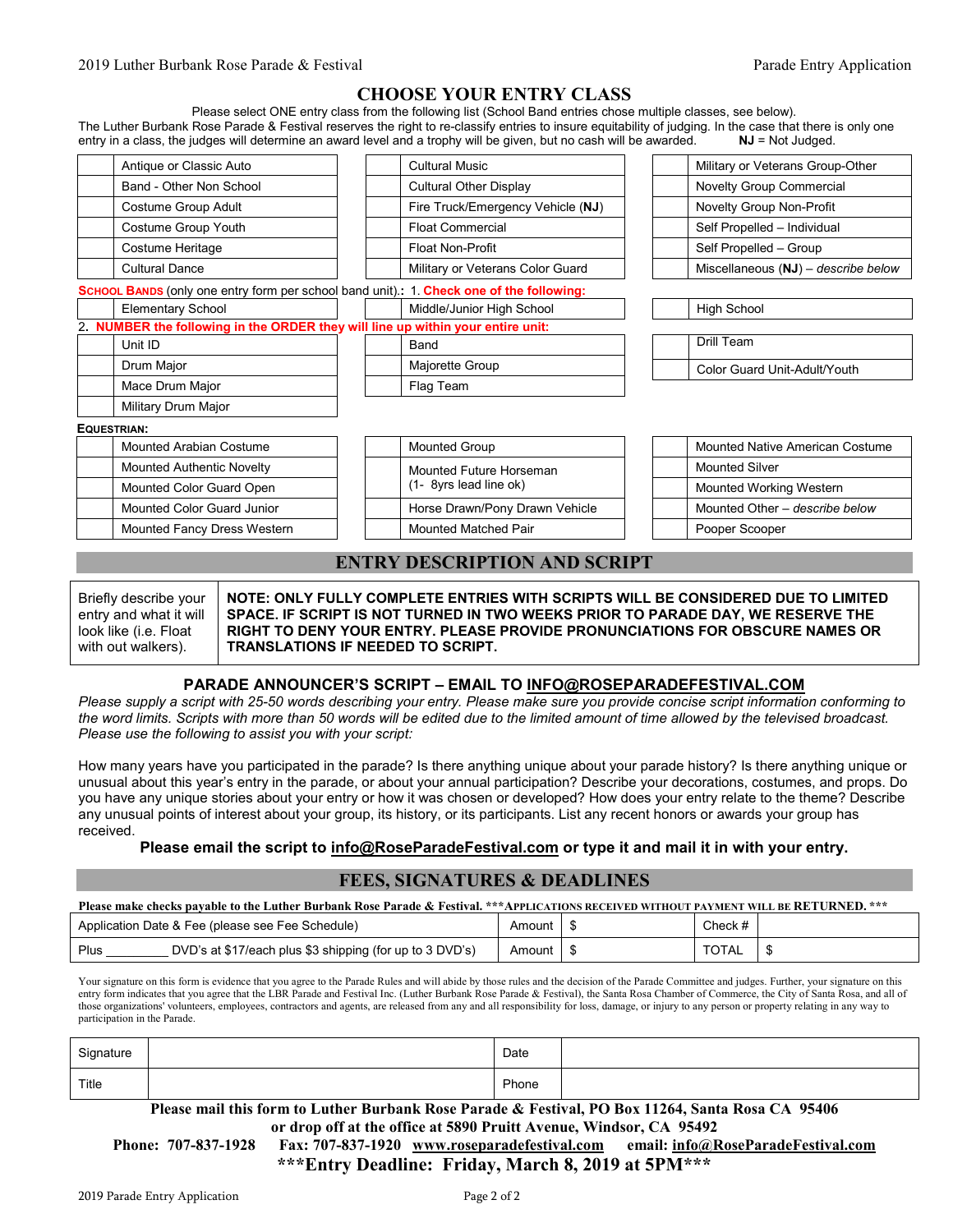# CHOOSE YOUR ENTRY CLASS

Please select ONE entry class from the following list (School Band entries chose multiple classes, see below).
The Luther Burbank Rose Parade & Festival reserves the right to re-classify entries to insure equitability of judging. In the case that there is only one entry in a class, the judges will determine an award level and a trophy will be given, but no cash will be awarded. **NJ** = Not Judged.

| | | | | | |
|---|---|---|---|---|---|
| | Antique or Classic Auto | | Cultural Music | | Military or Veterans Group-Other |
| | Band - Other Non School | | Cultural Other Display | | Novelty Group Commercial |
| | Costume Group Adult | | Fire Truck/Emergency Vehicle (**NJ**) | | Novelty Group Non-Profit |
| | Costume Group Youth | | Float Commercial | | Self Propelled – Individual |
| | Costume Heritage | | Float Non-Profit | | Self Propelled – Group |
| | Cultural Dance | | Military or Veterans Color Guard | | Miscellaneous (**NJ**) – *describe below* |

**SCHOOL BANDS** (only one entry form per school band unit).: 1. **Check one of the following:**

| | | | | | |
|---|---|---|---|---|---|
| | Elementary School | | Middle/Junior High School | | High School |

2. **NUMBER the following in the ORDER they will line up within your entire unit:**

| | | | | | |
|---|---|---|---|---|---|
| | Unit ID | | Band | | Drill Team |
| | Drum Major | | Majorette Group | | Color Guard Unit-Adult/Youth |
| | Mace Drum Major | | Flag Team | | |
| | Military Drum Major | | | | |

**EQUESTRIAN:**

| | | | | | |
|---|---|---|---|---|---|
| | Mounted Arabian Costume | | Mounted Group | | Mounted Native American Costume |
| | Mounted Authentic Novelty | | Mounted Future Horseman (1- 8yrs lead line ok) | | Mounted Silver |
| | Mounted Color Guard Open | | | | Mounted Working Western |
| | Mounted Color Guard Junior | | Horse Drawn/Pony Drawn Vehicle | | Mounted Other – *describe below* |
| | Mounted Fancy Dress Western | | Mounted Matched Pair | | Pooper Scooper |

## ENTRY DESCRIPTION AND SCRIPT

| | |
|---|---|
| Briefly describe your entry and what it will look like (i.e. Float with out walkers). | **NOTE: ONLY FULLY COMPLETE ENTRIES WITH SCRIPTS WILL BE CONSIDERED DUE TO LIMITED SPACE. IF SCRIPT IS NOT TURNED IN TWO WEEKS PRIOR TO PARADE DAY, WE RESERVE THE RIGHT TO DENY YOUR ENTRY. PLEASE PROVIDE PRONUNCIATIONS FOR OBSCURE NAMES OR TRANSLATIONS IF NEEDED TO SCRIPT.** |

### PARADE ANNOUNCER'S SCRIPT – EMAIL TO INFO@ROSEPARADEFESTIVAL.COM

*Please supply a script with 25-50 words describing your entry. Please make sure you provide concise script information conforming to the word limits. Scripts with more than 50 words will be edited due to the limited amount of time allowed by the televised broadcast. Please use the following to assist you with your script:*

How many years have you participated in the parade? Is there anything unique about your parade history? Is there anything unique or unusual about this year's entry in the parade, or about your annual participation? Describe your decorations, costumes, and props. Do you have any unique stories about your entry or how it was chosen or developed? How does your entry relate to the theme? Describe any unusual points of interest about your group, its history, or its participants. List any recent honors or awards your group has received.

**Please email the script to info@RoseParadeFestival.com or type it and mail it in with your entry.**

## FEES, SIGNATURES & DEADLINES

**Please make checks payable to the Luther Burbank Rose Parade & Festival. \*\*\*APPLICATIONS RECEIVED WITHOUT PAYMENT WILL BE RETURNED. \*\*\***

| | | | | |
|---|---|---|---|---|
| Application Date & Fee (please see Fee Schedule) | Amount | $ | Check # | |
| Plus _________ DVD's at $17/each plus $3 shipping (for up to 3 DVD's) | Amount | $ | TOTAL | $ |

Your signature on this form is evidence that you agree to the Parade Rules and will abide by those rules and the decision of the Parade Committee and judges. Further, your signature on this entry form indicates that you agree that the LBR Parade and Festival Inc. (Luther Burbank Rose Parade & Festival), the Santa Rosa Chamber of Commerce, the City of Santa Rosa, and all of those organizations' volunteers, employees, contractors and agents, are released from any and all responsibility for loss, damage, or injury to any person or property relating in any way to participation in the Parade.

| | | | |
|---|---|---|---|
| Signature | | Date | |
| Title | | Phone | |

**Please mail this form to Luther Burbank Rose Parade & Festival, PO Box 11264, Santa Rosa CA 95406**
**or drop off at the office at 5890 Pruitt Avenue, Windsor, CA 95492**
**Phone: 707-837-1928 Fax: 707-837-1920 www.roseparadefestival.com email: info@RoseParadeFestival.com**
**\*\*\*Entry Deadline: Friday, March 8, 2019 at 5PM\*\*\***